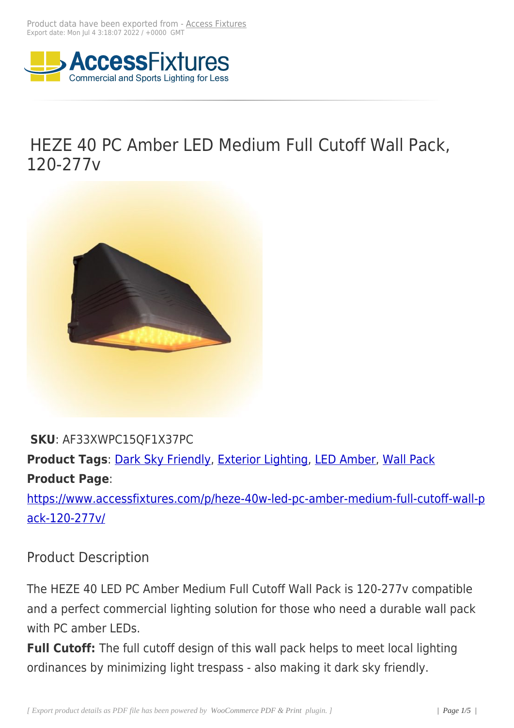Product data have been exported from - Access Fixtures
Export date: Mon Jul 4 3:18:07 2022 / +0000 GMT

# HEZE 40 PC Amber LED Medium Full Cutoff Wall Pack, 120-277v

**SKU**: AF33XWPC15QF1X37PC

**Product Tags**: Dark Sky Friendly, Exterior Lighting, LED Amber, Wall Pack

**Product Page**:
https://www.accessfixtures.com/p/heze-40w-led-pc-amber-medium-full-cutoff-wall-pack-120-277v/

## Product Description

The HEZE 40 LED PC Amber Medium Full Cutoff Wall Pack is 120-277v compatible and a perfect commercial lighting solution for those who need a durable wall pack with PC amber LEDs.

**Full Cutoff:** The full cutoff design of this wall pack helps to meet local lighting ordinances by minimizing light trespass - also making it dark sky friendly.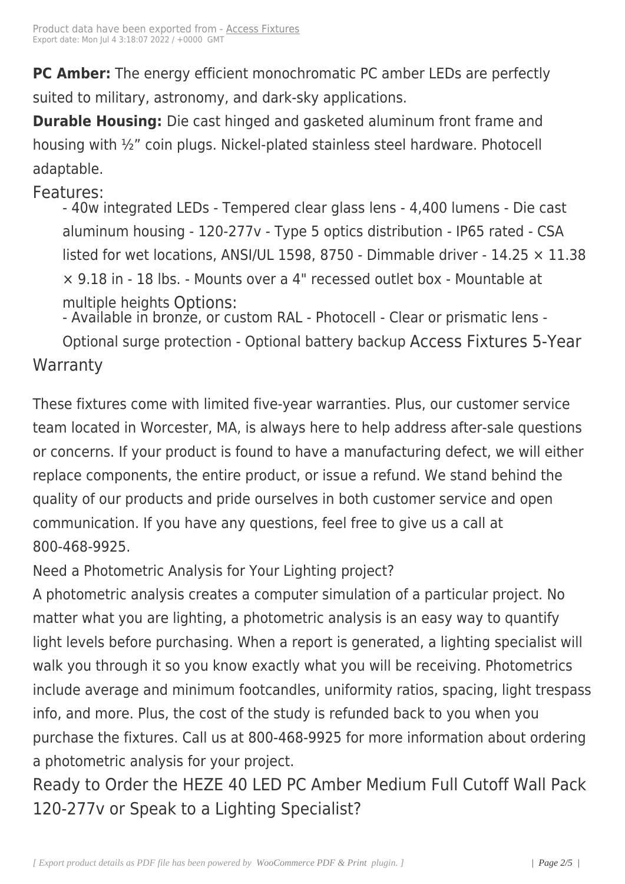**PC Amber:** The energy efficient monochromatic PC amber LEDs are perfectly suited to military, astronomy, and dark-sky applications.

**Durable Housing:** Die cast hinged and gasketed aluminum front frame and housing with ½” coin plugs. Nickel-plated stainless steel hardware. Photocell adaptable.

## Features:

- 40w integrated LEDs - Tempered clear glass lens - 4,400 lumens - Die cast aluminum housing - 120-277v - Type 5 optics distribution - IP65 rated - CSA listed for wet locations, ANSI/UL 1598, 8750 - Dimmable driver - 14.25 × 11.38 × 9.18 in - 18 lbs. - Mounts over a 4" recessed outlet box - Mountable at multiple heights

## Options:

- Available in bronze, or custom RAL - Photocell - Clear or prismatic lens - Optional surge protection - Optional battery backup

## Access Fixtures 5-Year Warranty

These fixtures come with limited five-year warranties. Plus, our customer service team located in Worcester, MA, is always here to help address after-sale questions or concerns. If your product is found to have a manufacturing defect, we will either replace components, the entire product, or issue a refund. We stand behind the quality of our products and pride ourselves in both customer service and open communication. If you have any questions, feel free to give us a call at 800-468-9925.

Need a Photometric Analysis for Your Lighting project?

A photometric analysis creates a computer simulation of a particular project. No matter what you are lighting, a photometric analysis is an easy way to quantify light levels before purchasing. When a report is generated, a lighting specialist will walk you through it so you know exactly what you will be receiving. Photometrics include average and minimum footcandles, uniformity ratios, spacing, light trespass info, and more. Plus, the cost of the study is refunded back to you when you purchase the fixtures. Call us at 800-468-9925 for more information about ordering a photometric analysis for your project.

## Ready to Order the HEZE 40 LED PC Amber Medium Full Cutoff Wall Pack 120-277v or Speak to a Lighting Specialist?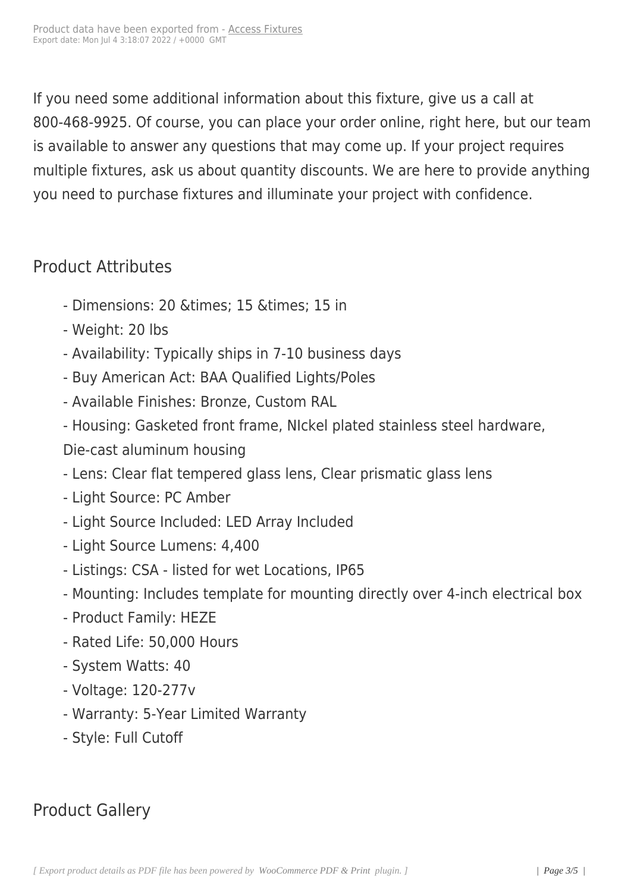If you need some additional information about this fixture, give us a call at 800-468-9925. Of course, you can place your order online, right here, but our team is available to answer any questions that may come up. If your project requires multiple fixtures, ask us about quantity discounts. We are here to provide anything you need to purchase fixtures and illuminate your project with confidence.

## Product Attributes

- Dimensions: 20 &times; 15 &times; 15 in
- Weight: 20 lbs
- Availability: Typically ships in 7-10 business days
- Buy American Act: BAA Qualified Lights/Poles
- Available Finishes: Bronze, Custom RAL
- Housing: Gasketed front frame, NIckel plated stainless steel hardware, Die-cast aluminum housing
- Lens: Clear flat tempered glass lens, Clear prismatic glass lens
- Light Source: PC Amber
- Light Source Included: LED Array Included
- Light Source Lumens: 4,400
- Listings: CSA - listed for wet Locations, IP65
- Mounting: Includes template for mounting directly over 4-inch electrical box
- Product Family: HEZE
- Rated Life: 50,000 Hours
- System Watts: 40
- Voltage: 120-277v
- Warranty: 5-Year Limited Warranty
- Style: Full Cutoff

## Product Gallery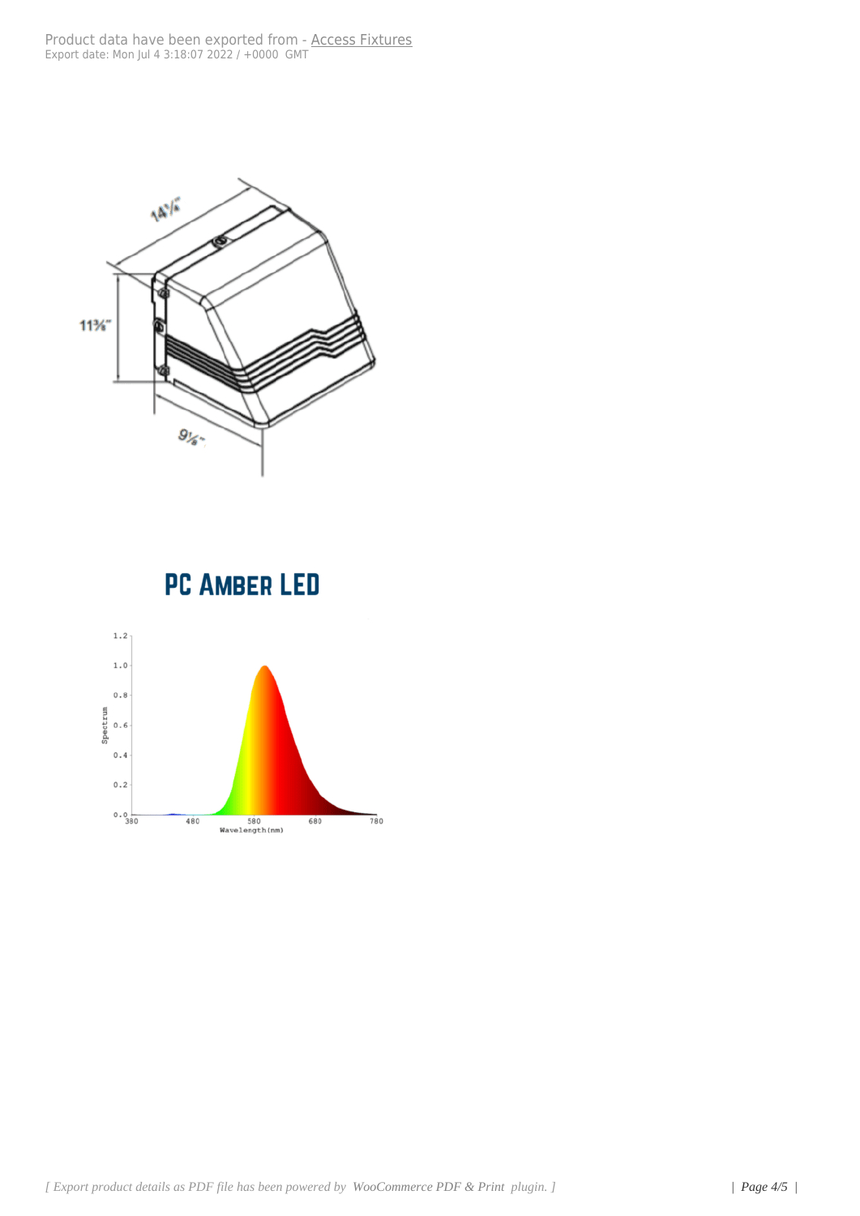## PC Amber LED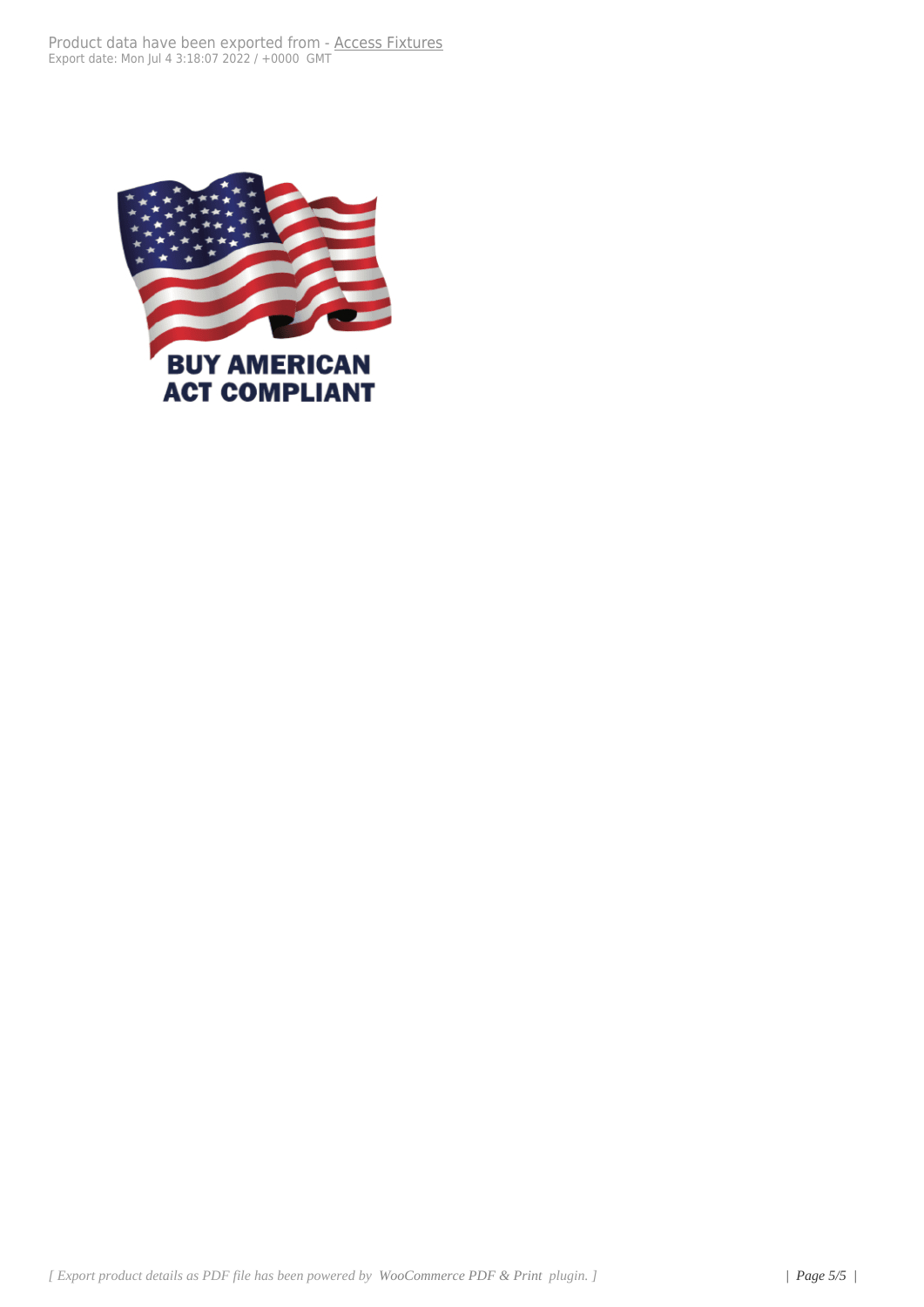BUY AMERICAN
ACT COMPLIANT